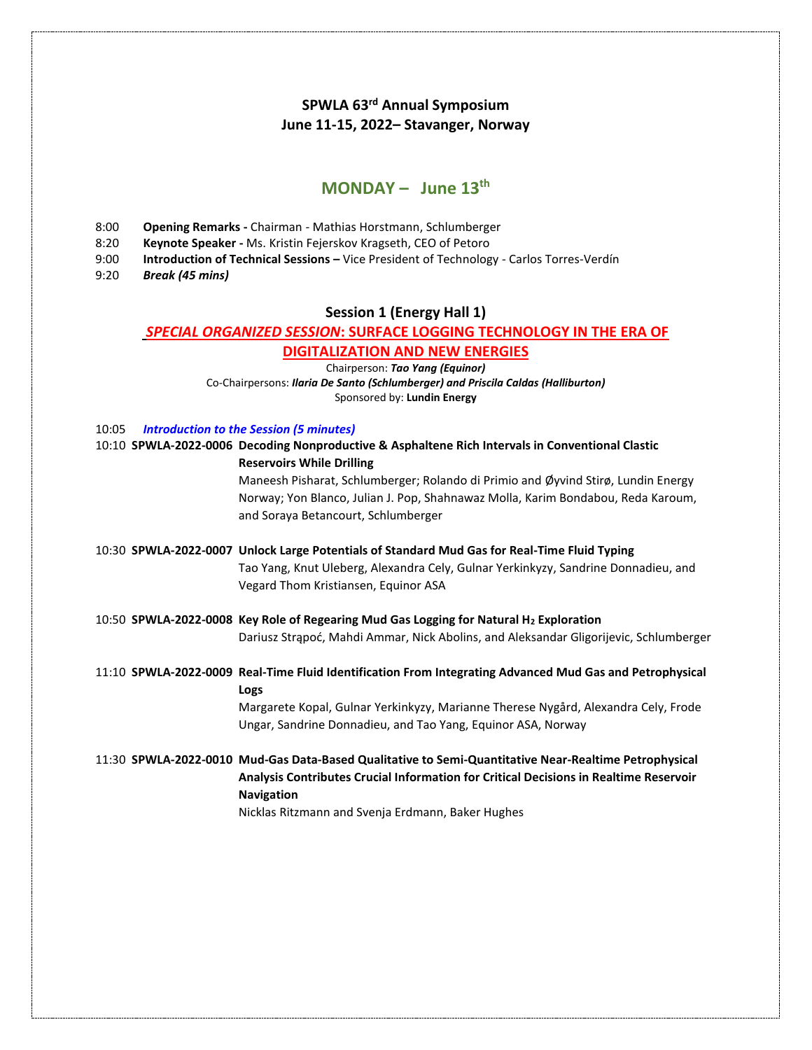# SPWLA 63rd Annual Symposium
# June 11-15, 2022– Stavanger, Norway

## MONDAY – June 13th

8:00 **Opening Remarks -** Chairman - Mathias Horstmann, Schlumberger

8:20 **Keynote Speaker -** Ms. Kristin Fejerskov Kragseth, CEO of Petoro

9:00 **Introduction of Technical Sessions –** Vice President of Technology - Carlos Torres-Verdín

9:20 ***Break (45 mins)***

### Session 1 (Energy Hall 1)

### *SPECIAL ORGANIZED SESSION*: SURFACE LOGGING TECHNOLOGY IN THE ERA OF DIGITALIZATION AND NEW ENERGIES

Chairperson: ***Tao Yang (Equinor)***

Co-Chairpersons: ***Ilaria De Santo (Schlumberger) and Priscila Caldas (Halliburton)***

Sponsored by: **Lundin Energy**

10:05 ***Introduction to the Session (5 minutes)***

10:10 **SPWLA-2022-0006 Decoding Nonproductive & Asphaltene Rich Intervals in Conventional Clastic Reservoirs While Drilling**
Maneesh Pisharat, Schlumberger; Rolando di Primio and Øyvind Stirø, Lundin Energy Norway; Yon Blanco, Julian J. Pop, Shahnawaz Molla, Karim Bondabou, Reda Karoum, and Soraya Betancourt, Schlumberger

10:30 **SPWLA-2022-0007 Unlock Large Potentials of Standard Mud Gas for Real-Time Fluid Typing**
Tao Yang, Knut Uleberg, Alexandra Cely, Gulnar Yerkinkyzy, Sandrine Donnadieu, and Vegard Thom Kristiansen, Equinor ASA

10:50 **SPWLA-2022-0008 Key Role of Regearing Mud Gas Logging for Natural $H_2$ Exploration**
Dariusz Strąpoć, Mahdi Ammar, Nick Abolins, and Aleksandar Gligorijevic, Schlumberger

11:10 **SPWLA-2022-0009 Real-Time Fluid Identification From Integrating Advanced Mud Gas and Petrophysical Logs**
Margarete Kopal, Gulnar Yerkinkyzy, Marianne Therese Nygård, Alexandra Cely, Frode Ungar, Sandrine Donnadieu, and Tao Yang, Equinor ASA, Norway

11:30 **SPWLA-2022-0010 Mud-Gas Data-Based Qualitative to Semi-Quantitative Near-Realtime Petrophysical Analysis Contributes Crucial Information for Critical Decisions in Realtime Reservoir Navigation**
Nicklas Ritzmann and Svenja Erdmann, Baker Hughes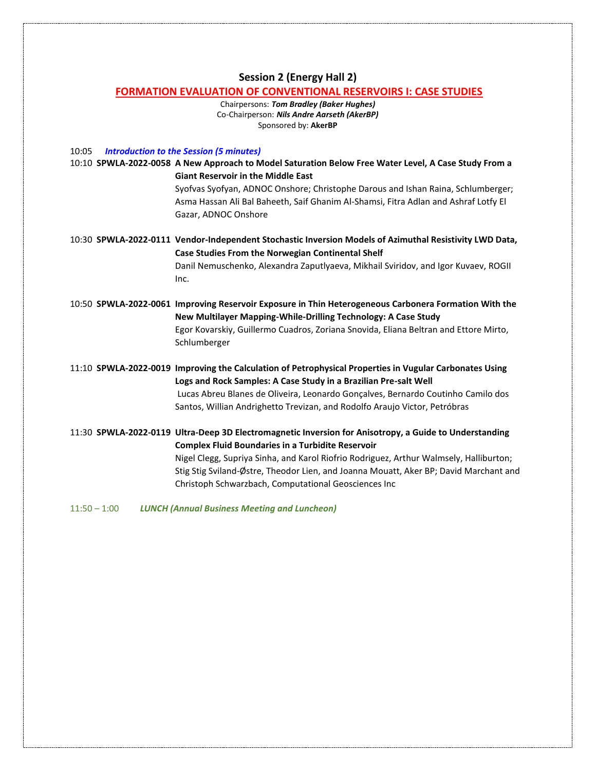## Session 2 (Energy Hall 2)

### FORMATION EVALUATION OF CONVENTIONAL RESERVOIRS I: CASE STUDIES

Chairpersons: ***Tom Bradley (Baker Hughes)***
Co-Chairperson: ***Nils Andre Aarseth (AkerBP)***
Sponsored by: **AkerBP**

10:05 ***Introduction to the Session (5 minutes)***

10:10 **SPWLA-2022-0058 A New Approach to Model Saturation Below Free Water Level, A Case Study From a Giant Reservoir in the Middle East**
Syofvas Syofyan, ADNOC Onshore; Christophe Darous and Ishan Raina, Schlumberger; Asma Hassan Ali Bal Baheeth, Saif Ghanim Al-Shamsi, Fitra Adlan and Ashraf Lotfy El Gazar, ADNOC Onshore

10:30 **SPWLA-2022-0111 Vendor-Independent Stochastic Inversion Models of Azimuthal Resistivity LWD Data, Case Studies From the Norwegian Continental Shelf**
Danil Nemuschenko, Alexandra Zaputlyaeva, Mikhail Sviridov, and Igor Kuvaev, ROGII Inc.

10:50 **SPWLA-2022-0061 Improving Reservoir Exposure in Thin Heterogeneous Carbonera Formation With the New Multilayer Mapping-While-Drilling Technology: A Case Study**
Egor Kovarskiy, Guillermo Cuadros, Zoriana Snovida, Eliana Beltran and Ettore Mirto, Schlumberger

11:10 **SPWLA-2022-0019 Improving the Calculation of Petrophysical Properties in Vugular Carbonates Using Logs and Rock Samples: A Case Study in a Brazilian Pre-salt Well**
Lucas Abreu Blanes de Oliveira, Leonardo Gonçalves, Bernardo Coutinho Camilo dos Santos, Willian Andrighetto Trevizan, and Rodolfo Araujo Victor, Petróbras

11:30 **SPWLA-2022-0119 Ultra-Deep 3D Electromagnetic Inversion for Anisotropy, a Guide to Understanding Complex Fluid Boundaries in a Turbidite Reservoir**
Nigel Clegg, Supriya Sinha, and Karol Riofrio Rodriguez, Arthur Walmsely, Halliburton; Stig Stig Sviland-Østre, Theodor Lien, and Joanna Mouatt, Aker BP; David Marchant and Christoph Schwarzbach, Computational Geosciences Inc

11:50 – 1:00 ***LUNCH (Annual Business Meeting and Luncheon)***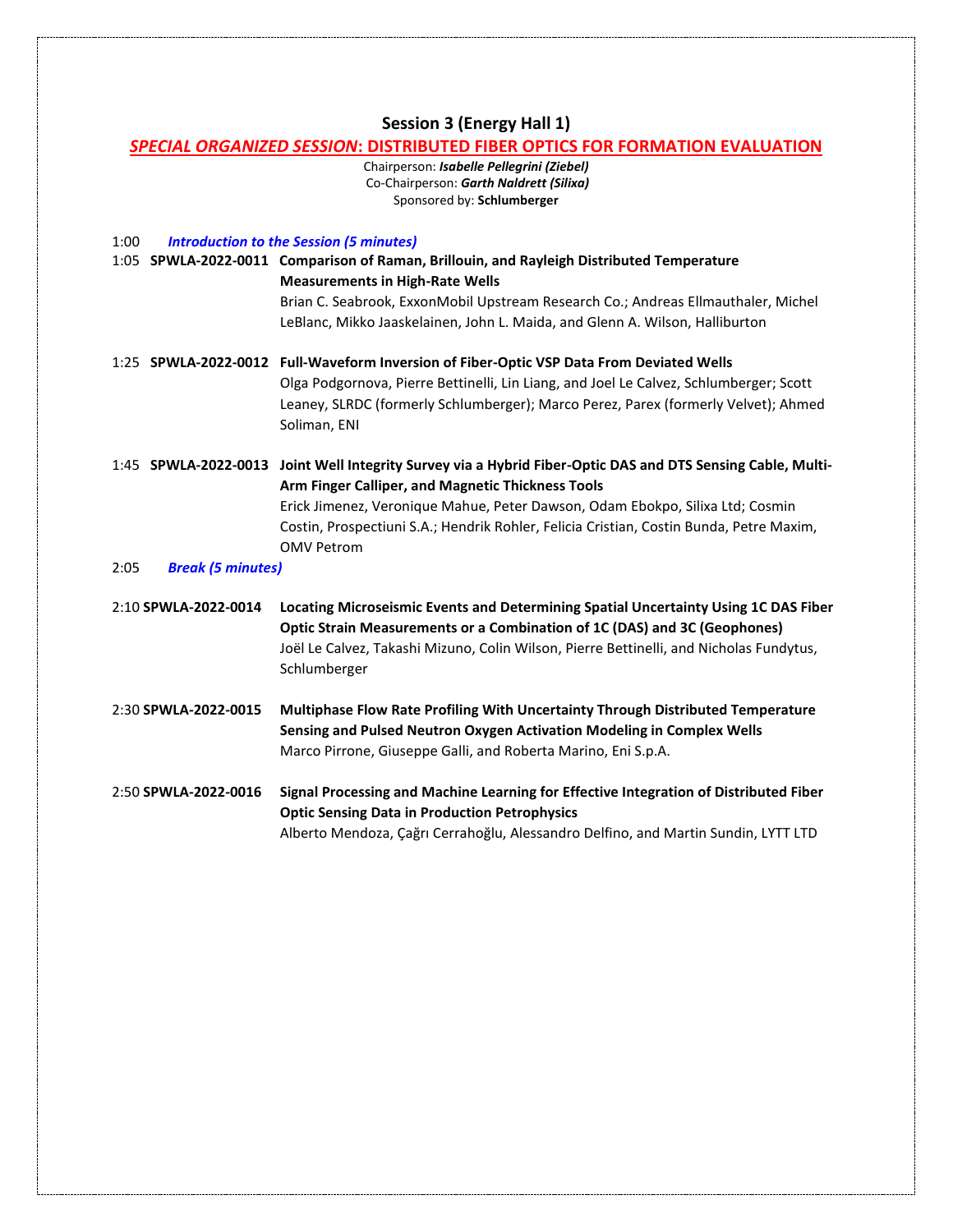## Session 3 (Energy Hall 1)

### ***SPECIAL ORGANIZED SESSION*: DISTRIBUTED FIBER OPTICS FOR FORMATION EVALUATION**

Chairperson: ***Isabelle Pellegrini (Ziebel)***
Co-Chairperson: ***Garth Naldrett (Silixa)***
Sponsored by: **Schlumberger**

1:00 ***Introduction to the Session (5 minutes)***

1:05 **SPWLA-2022-0011 Comparison of Raman, Brillouin, and Rayleigh Distributed Temperature Measurements in High-Rate Wells**
Brian C. Seabrook, ExxonMobil Upstream Research Co.; Andreas Ellmauthaler, Michel LeBlanc, Mikko Jaaskelainen, John L. Maida, and Glenn A. Wilson, Halliburton

1:25 **SPWLA-2022-0012 Full-Waveform Inversion of Fiber-Optic VSP Data From Deviated Wells**
Olga Podgornova, Pierre Bettinelli, Lin Liang, and Joel Le Calvez, Schlumberger; Scott Leaney, SLRDC (formerly Schlumberger); Marco Perez, Parex (formerly Velvet); Ahmed Soliman, ENI

1:45 **SPWLA-2022-0013 Joint Well Integrity Survey via a Hybrid Fiber-Optic DAS and DTS Sensing Cable, Multi-Arm Finger Calliper, and Magnetic Thickness Tools**
Erick Jimenez, Veronique Mahue, Peter Dawson, Odam Ebokpo, Silixa Ltd; Cosmin Costin, Prospectiuni S.A.; Hendrik Rohler, Felicia Cristian, Costin Bunda, Petre Maxim, OMV Petrom

2:05 ***Break (5 minutes)***

2:10 **SPWLA-2022-0014 Locating Microseismic Events and Determining Spatial Uncertainty Using 1C DAS Fiber Optic Strain Measurements or a Combination of 1C (DAS) and 3C (Geophones)**
Joël Le Calvez, Takashi Mizuno, Colin Wilson, Pierre Bettinelli, and Nicholas Fundytus, Schlumberger

2:30 **SPWLA-2022-0015 Multiphase Flow Rate Profiling With Uncertainty Through Distributed Temperature Sensing and Pulsed Neutron Oxygen Activation Modeling in Complex Wells**
Marco Pirrone, Giuseppe Galli, and Roberta Marino, Eni S.p.A.

2:50 **SPWLA-2022-0016 Signal Processing and Machine Learning for Effective Integration of Distributed Fiber Optic Sensing Data in Production Petrophysics**
Alberto Mendoza, Çağrı Cerrahoğlu, Alessandro Delfino, and Martin Sundin, LYTT LTD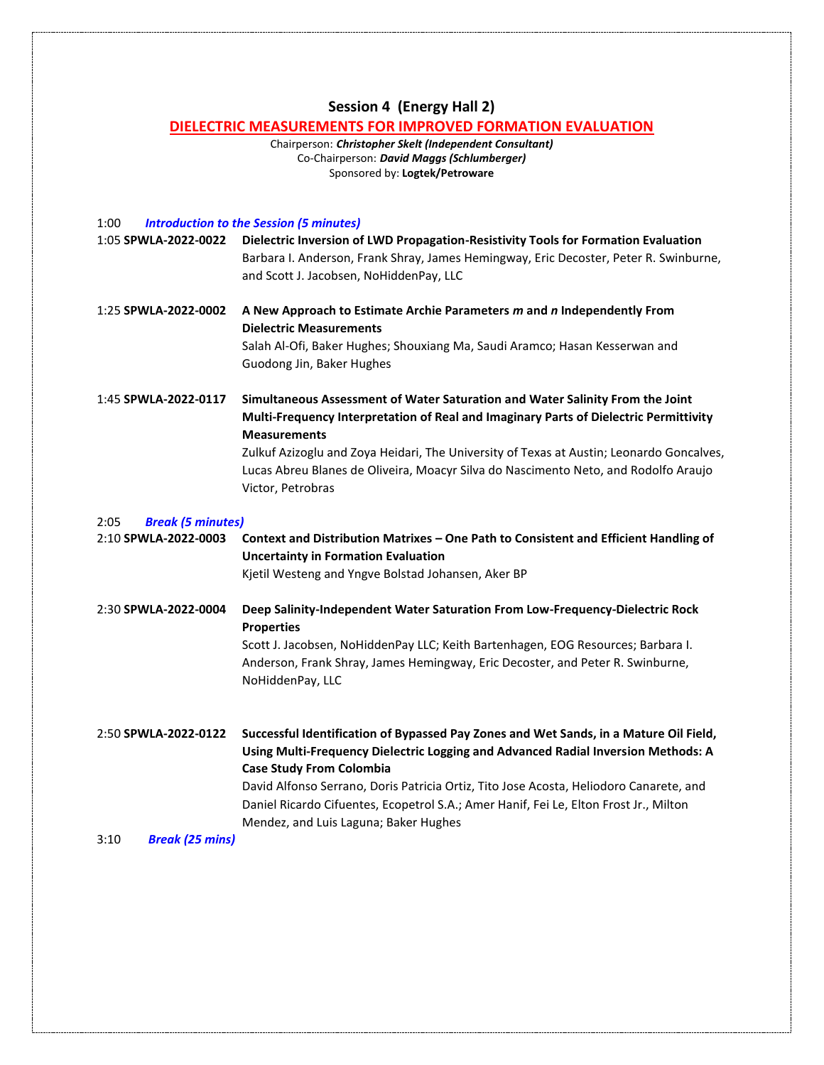## Session 4 (Energy Hall 2)

### DIELECTRIC MEASUREMENTS FOR IMPROVED FORMATION EVALUATION

Chairperson: ***Christopher Skelt (Independent Consultant)***
Co-Chairperson: ***David Maggs (Schlumberger)***
Sponsored by: **Logtek/Petroware**

1:00 ***Introduction to the Session (5 minutes)***

1:05 **SPWLA-2022-0022** **Dielectric Inversion of LWD Propagation-Resistivity Tools for Formation Evaluation**
Barbara I. Anderson, Frank Shray, James Hemingway, Eric Decoster, Peter R. Swinburne, and Scott J. Jacobsen, NoHiddenPay, LLC

1:25 **SPWLA-2022-0002** **A New Approach to Estimate Archie Parameters *m* and *n* Independently From Dielectric Measurements**
Salah Al-Ofi, Baker Hughes; Shouxiang Ma, Saudi Aramco; Hasan Kesserwan and Guodong Jin, Baker Hughes

1:45 **SPWLA-2022-0117** **Simultaneous Assessment of Water Saturation and Water Salinity From the Joint Multi-Frequency Interpretation of Real and Imaginary Parts of Dielectric Permittivity Measurements**
Zulkuf Azizoglu and Zoya Heidari, The University of Texas at Austin; Leonardo Goncalves, Lucas Abreu Blanes de Oliveira, Moacyr Silva do Nascimento Neto, and Rodolfo Araujo Victor, Petrobras

2:05 ***Break (5 minutes)***

2:10 **SPWLA-2022-0003** **Context and Distribution Matrixes – One Path to Consistent and Efficient Handling of Uncertainty in Formation Evaluation**
Kjetil Westeng and Yngve Bolstad Johansen, Aker BP

2:30 **SPWLA-2022-0004** **Deep Salinity-Independent Water Saturation From Low-Frequency-Dielectric Rock Properties**
Scott J. Jacobsen, NoHiddenPay LLC; Keith Bartenhagen, EOG Resources; Barbara I. Anderson, Frank Shray, James Hemingway, Eric Decoster, and Peter R. Swinburne, NoHiddenPay, LLC

2:50 **SPWLA-2022-0122** **Successful Identification of Bypassed Pay Zones and Wet Sands, in a Mature Oil Field, Using Multi-Frequency Dielectric Logging and Advanced Radial Inversion Methods: A Case Study From Colombia**
David Alfonso Serrano, Doris Patricia Ortiz, Tito Jose Acosta, Heliodoro Canarete, and Daniel Ricardo Cifuentes, Ecopetrol S.A.; Amer Hanif, Fei Le, Elton Frost Jr., Milton Mendez, and Luis Laguna; Baker Hughes

3:10 ***Break (25 mins)***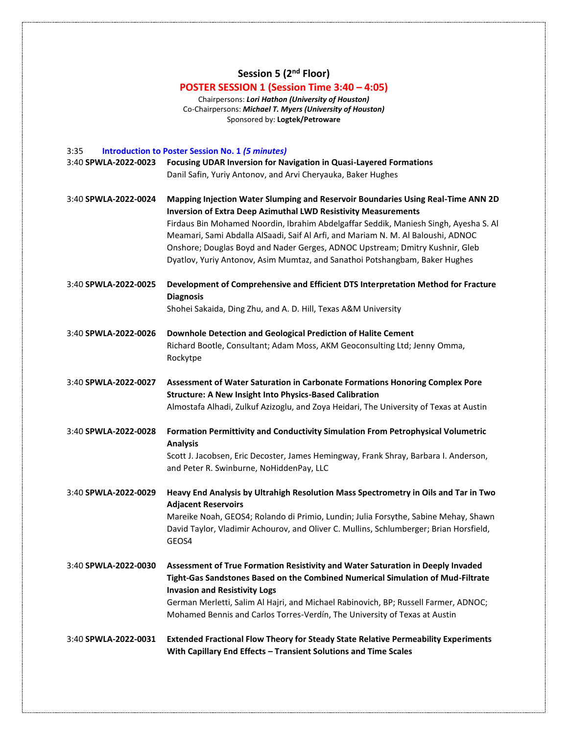## Session 5 (2nd Floor)

### POSTER SESSION 1 (Session Time 3:40 – 4:05)

Chairpersons: ***Lori Hathon (University of Houston)***
Co-Chairpersons: ***Michael T. Myers (University of Houston)***
Sponsored by: **Logtek/Petroware**

3:35 **Introduction to Poster Session No. 1** ***(5 minutes)***

3:40 **SPWLA-2022-0023** **Focusing UDAR Inversion for Navigation in Quasi-Layered Formations**
Danil Safin, Yuriy Antonov, and Arvi Cheryauka, Baker Hughes

3:40 **SPWLA-2022-0024** **Mapping Injection Water Slumping and Reservoir Boundaries Using Real-Time ANN 2D Inversion of Extra Deep Azimuthal LWD Resistivity Measurements**
Firdaus Bin Mohamed Noordin, Ibrahim Abdelgaffar Seddik, Maniesh Singh, Ayesha S. Al Meamari, Sami Abdalla AlSaadi, Saif Al Arfi, and Mariam N. M. Al Baloushi, ADNOC Onshore; Douglas Boyd and Nader Gerges, ADNOC Upstream; Dmitry Kushnir, Gleb Dyatlov, Yuriy Antonov, Asim Mumtaz, and Sanathoi Potshangbam, Baker Hughes

3:40 **SPWLA-2022-0025** **Development of Comprehensive and Efficient DTS Interpretation Method for Fracture Diagnosis**
Shohei Sakaida, Ding Zhu, and A. D. Hill, Texas A&M University

3:40 **SPWLA-2022-0026** **Downhole Detection and Geological Prediction of Halite Cement**
Richard Bootle, Consultant; Adam Moss, AKM Geoconsulting Ltd; Jenny Omma, Rockytpe

3:40 **SPWLA-2022-0027** **Assessment of Water Saturation in Carbonate Formations Honoring Complex Pore Structure: A New Insight Into Physics-Based Calibration**
Almostafa Alhadi, Zulkuf Azizoglu, and Zoya Heidari, The University of Texas at Austin

3:40 **SPWLA-2022-0028** **Formation Permittivity and Conductivity Simulation From Petrophysical Volumetric Analysis**
Scott J. Jacobsen, Eric Decoster, James Hemingway, Frank Shray, Barbara I. Anderson, and Peter R. Swinburne, NoHiddenPay, LLC

3:40 **SPWLA-2022-0029** **Heavy End Analysis by Ultrahigh Resolution Mass Spectrometry in Oils and Tar in Two Adjacent Reservoirs**
Mareike Noah, GEOS4; Rolando di Primio, Lundin; Julia Forsythe, Sabine Mehay, Shawn David Taylor, Vladimir Achourov, and Oliver C. Mullins, Schlumberger; Brian Horsfield, GEOS4

3:40 **SPWLA-2022-0030** **Assessment of True Formation Resistivity and Water Saturation in Deeply Invaded Tight-Gas Sandstones Based on the Combined Numerical Simulation of Mud-Filtrate Invasion and Resistivity Logs**
German Merletti, Salim Al Hajri, and Michael Rabinovich, BP; Russell Farmer, ADNOC; Mohamed Bennis and Carlos Torres-Verdín, The University of Texas at Austin

3:40 **SPWLA-2022-0031** **Extended Fractional Flow Theory for Steady State Relative Permeability Experiments With Capillary End Effects – Transient Solutions and Time Scales**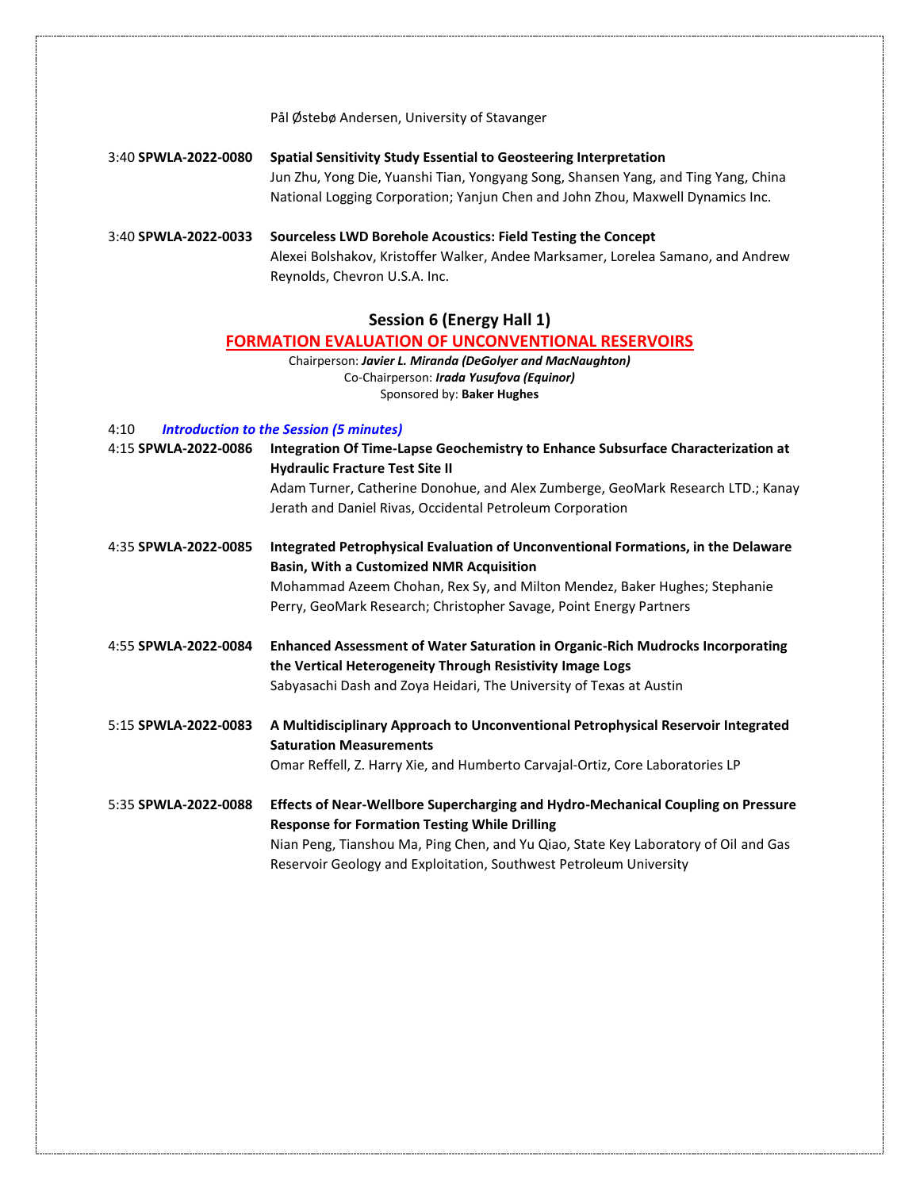Pål Østebø Andersen, University of Stavanger

3:40 **SPWLA-2022-0080** **Spatial Sensitivity Study Essential to Geosteering Interpretation**
Jun Zhu, Yong Die, Yuanshi Tian, Yongyang Song, Shansen Yang, and Ting Yang, China National Logging Corporation; Yanjun Chen and John Zhou, Maxwell Dynamics Inc.

3:40 **SPWLA-2022-0033** **Sourceless LWD Borehole Acoustics: Field Testing the Concept**
Alexei Bolshakov, Kristoffer Walker, Andee Marksamer, Lorelea Samano, and Andrew Reynolds, Chevron U.S.A. Inc.

## Session 6 (Energy Hall 1)

### FORMATION EVALUATION OF UNCONVENTIONAL RESERVOIRS

Chairperson: ***Javier L. Miranda (DeGolyer and MacNaughton)***
Co-Chairperson: ***Irada Yusufova (Equinor)***
Sponsored by: **Baker Hughes**

4:10 ***Introduction to the Session (5 minutes)***

4:15 **SPWLA-2022-0086** **Integration Of Time-Lapse Geochemistry to Enhance Subsurface Characterization at Hydraulic Fracture Test Site II**
Adam Turner, Catherine Donohue, and Alex Zumberge, GeoMark Research LTD.; Kanay Jerath and Daniel Rivas, Occidental Petroleum Corporation

4:35 **SPWLA-2022-0085** **Integrated Petrophysical Evaluation of Unconventional Formations, in the Delaware Basin, With a Customized NMR Acquisition**
Mohammad Azeem Chohan, Rex Sy, and Milton Mendez, Baker Hughes; Stephanie Perry, GeoMark Research; Christopher Savage, Point Energy Partners

4:55 **SPWLA-2022-0084** **Enhanced Assessment of Water Saturation in Organic-Rich Mudrocks Incorporating the Vertical Heterogeneity Through Resistivity Image Logs**
Sabyasachi Dash and Zoya Heidari, The University of Texas at Austin

5:15 **SPWLA-2022-0083** **A Multidisciplinary Approach to Unconventional Petrophysical Reservoir Integrated Saturation Measurements**
Omar Reffell, Z. Harry Xie, and Humberto Carvajal-Ortiz, Core Laboratories LP

5:35 **SPWLA-2022-0088** **Effects of Near-Wellbore Supercharging and Hydro-Mechanical Coupling on Pressure Response for Formation Testing While Drilling**
Nian Peng, Tianshou Ma, Ping Chen, and Yu Qiao, State Key Laboratory of Oil and Gas Reservoir Geology and Exploitation, Southwest Petroleum University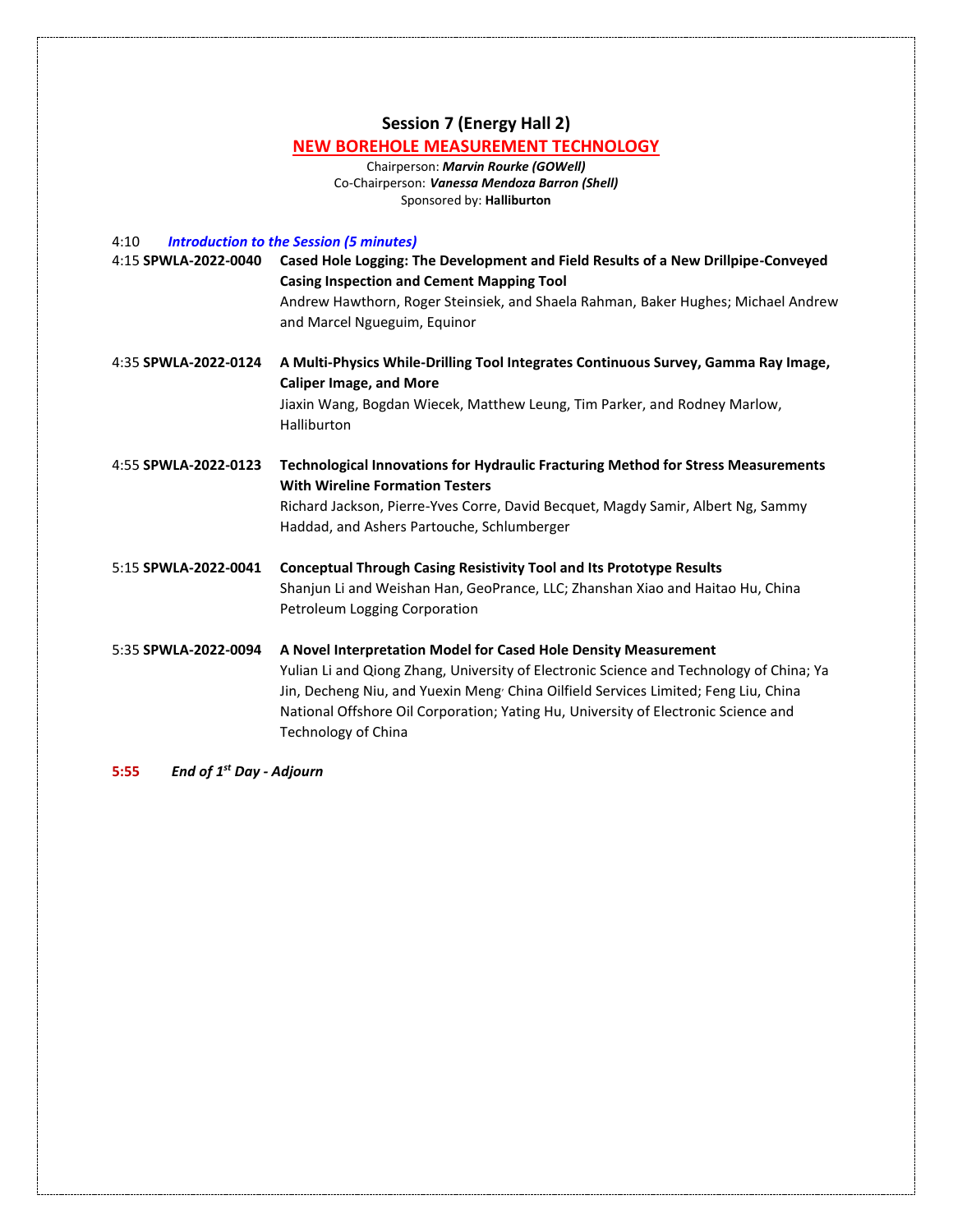## Session 7 (Energy Hall 2)

### NEW BOREHOLE MEASUREMENT TECHNOLOGY

Chairperson: ***Marvin Rourke (GOWell)***
Co-Chairperson: ***Vanessa Mendoza Barron (Shell)***
Sponsored by: **Halliburton**

4:10 ***Introduction to the Session (5 minutes)***

4:15 **SPWLA-2022-0040** **Cased Hole Logging: The Development and Field Results of a New Drillpipe-Conveyed Casing Inspection and Cement Mapping Tool**
Andrew Hawthorn, Roger Steinsiek, and Shaela Rahman, Baker Hughes; Michael Andrew and Marcel Ngueguim, Equinor

4:35 **SPWLA-2022-0124** **A Multi-Physics While-Drilling Tool Integrates Continuous Survey, Gamma Ray Image, Caliper Image, and More**
Jiaxin Wang, Bogdan Wiecek, Matthew Leung, Tim Parker, and Rodney Marlow, Halliburton

4:55 **SPWLA-2022-0123** **Technological Innovations for Hydraulic Fracturing Method for Stress Measurements With Wireline Formation Testers**
Richard Jackson, Pierre-Yves Corre, David Becquet, Magdy Samir, Albert Ng, Sammy Haddad, and Ashers Partouche, Schlumberger

5:15 **SPWLA-2022-0041** **Conceptual Through Casing Resistivity Tool and Its Prototype Results**
Shanjun Li and Weishan Han, GeoPrance, LLC; Zhanshan Xiao and Haitao Hu, China Petroleum Logging Corporation

5:35 **SPWLA-2022-0094** **A Novel Interpretation Model for Cased Hole Density Measurement**
Yulian Li and Qiong Zhang, University of Electronic Science and Technology of China; Ya Jin, Decheng Niu, and Yuexin Meng, China Oilfield Services Limited; Feng Liu, China National Offshore Oil Corporation; Yating Hu, University of Electronic Science and Technology of China

**5:55** ***End of 1st Day - Adjourn***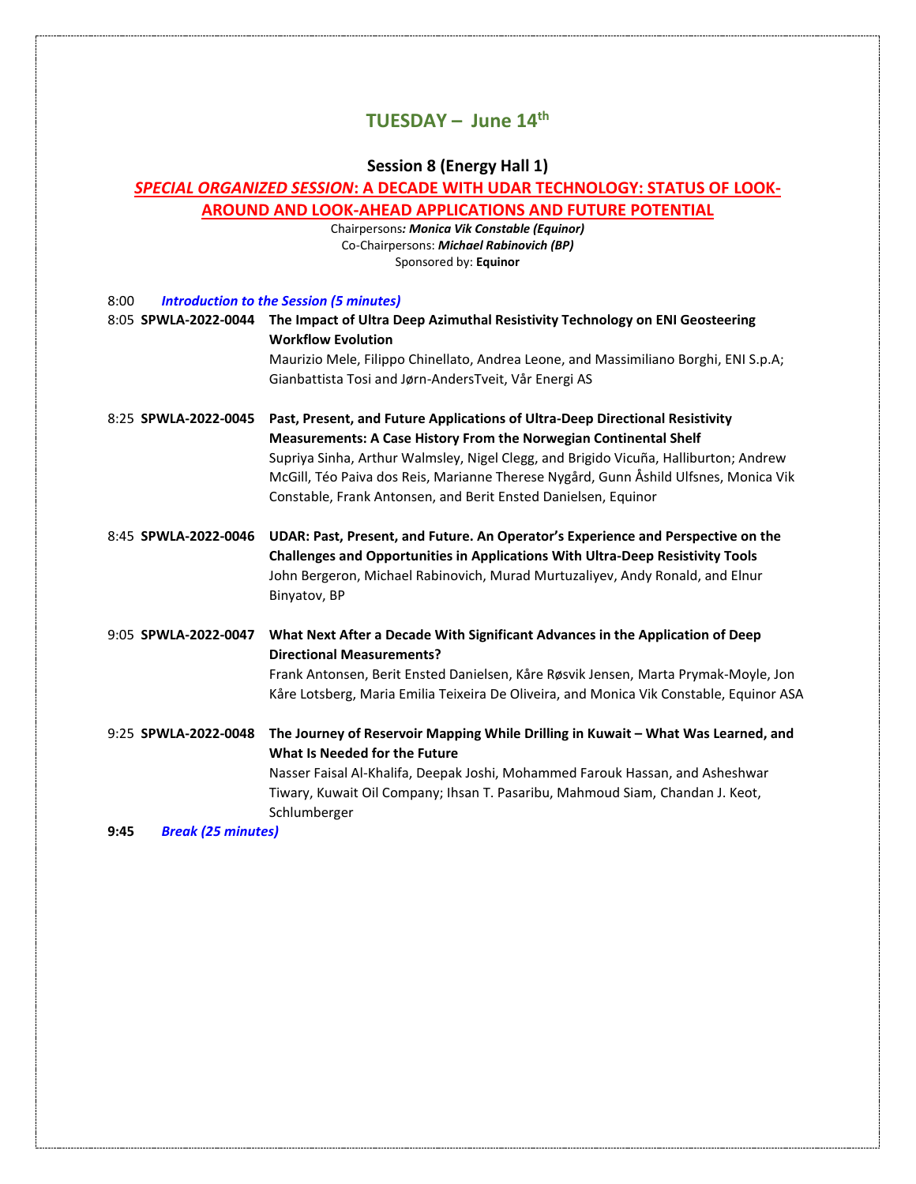# TUESDAY – June 14th

## Session 8 (Energy Hall 1)

## *SPECIAL ORGANIZED SESSION*: A DECADE WITH UDAR TECHNOLOGY: STATUS OF LOOK-AROUND AND LOOK-AHEAD APPLICATIONS AND FUTURE POTENTIAL

Chairpersons*: **Monica Vik Constable (Equinor)***
Co-Chairpersons: ***Michael Rabinovich (BP)***
Sponsored by: **Equinor**

8:00 ***Introduction to the Session (5 minutes)***

8:05 **SPWLA-2022-0044** **The Impact of Ultra Deep Azimuthal Resistivity Technology on ENI Geosteering Workflow Evolution**
Maurizio Mele, Filippo Chinellato, Andrea Leone, and Massimiliano Borghi, ENI S.p.A; Gianbattista Tosi and Jørn-AndersTveit, Vår Energi AS

8:25 **SPWLA-2022-0045** **Past, Present, and Future Applications of Ultra-Deep Directional Resistivity Measurements: A Case History From the Norwegian Continental Shelf**
Supriya Sinha, Arthur Walmsley, Nigel Clegg, and Brigido Vicuña, Halliburton; Andrew McGill, Téo Paiva dos Reis, Marianne Therese Nygård, Gunn Åshild Ulfsnes, Monica Vik Constable, Frank Antonsen, and Berit Ensted Danielsen, Equinor

8:45 **SPWLA-2022-0046** **UDAR: Past, Present, and Future. An Operator's Experience and Perspective on the Challenges and Opportunities in Applications With Ultra-Deep Resistivity Tools**
John Bergeron, Michael Rabinovich, Murad Murtuzaliyev, Andy Ronald, and Elnur Binyatov, BP

9:05 **SPWLA-2022-0047** **What Next After a Decade With Significant Advances in the Application of Deep Directional Measurements?**
Frank Antonsen, Berit Ensted Danielsen, Kåre Røsvik Jensen, Marta Prymak-Moyle, Jon Kåre Lotsberg, Maria Emilia Teixeira De Oliveira, and Monica Vik Constable, Equinor ASA

9:25 **SPWLA-2022-0048** **The Journey of Reservoir Mapping While Drilling in Kuwait – What Was Learned, and What Is Needed for the Future**
Nasser Faisal Al-Khalifa, Deepak Joshi, Mohammed Farouk Hassan, and Asheshwar Tiwary, Kuwait Oil Company; Ihsan T. Pasaribu, Mahmoud Siam, Chandan J. Keot, Schlumberger

**9:45** ***Break (25 minutes)***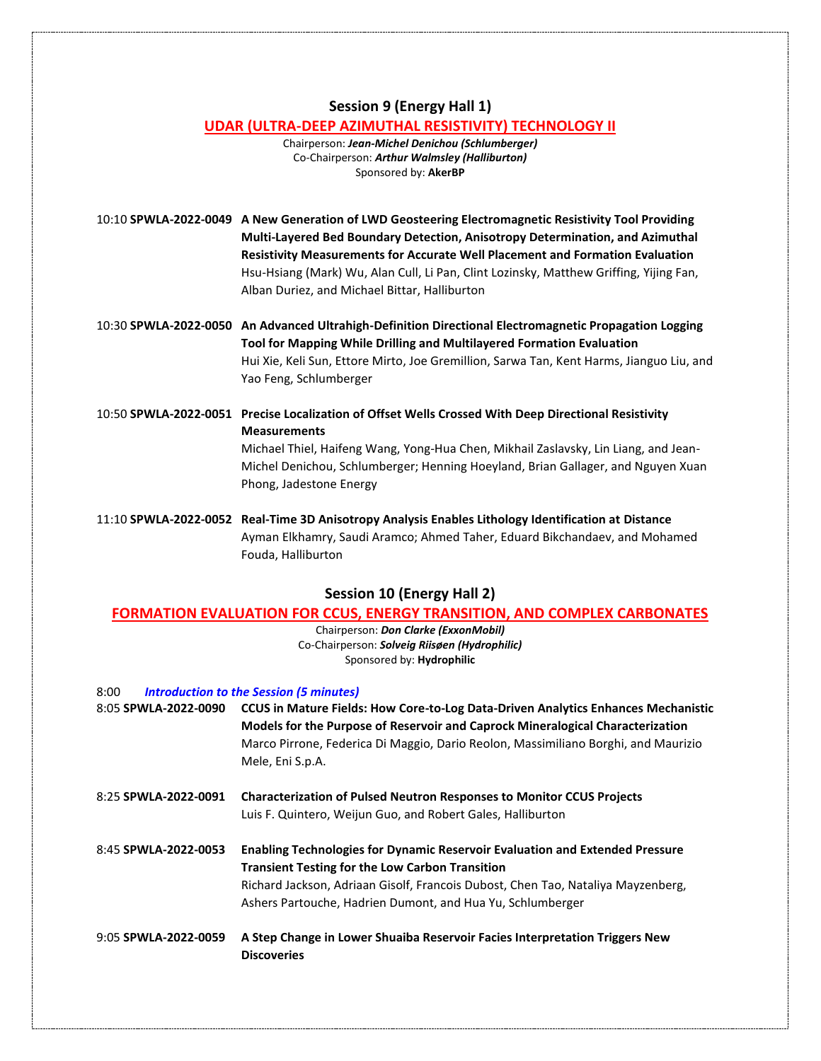## Session 9 (Energy Hall 1)

### UDAR (ULTRA-DEEP AZIMUTHAL RESISTIVITY) TECHNOLOGY II

Chairperson: ***Jean-Michel Denichou (Schlumberger)***
Co-Chairperson: ***Arthur Walmsley (Halliburton)***
Sponsored by: **AkerBP**

10:10 **SPWLA-2022-0049** **A New Generation of LWD Geosteering Electromagnetic Resistivity Tool Providing Multi-Layered Bed Boundary Detection, Anisotropy Determination, and Azimuthal Resistivity Measurements for Accurate Well Placement and Formation Evaluation**
Hsu-Hsiang (Mark) Wu, Alan Cull, Li Pan, Clint Lozinsky, Matthew Griffing, Yijing Fan, Alban Duriez, and Michael Bittar, Halliburton

10:30 **SPWLA-2022-0050** **An Advanced Ultrahigh-Definition Directional Electromagnetic Propagation Logging Tool for Mapping While Drilling and Multilayered Formation Evaluation**
Hui Xie, Keli Sun, Ettore Mirto, Joe Gremillion, Sarwa Tan, Kent Harms, Jianguo Liu, and Yao Feng, Schlumberger

10:50 **SPWLA-2022-0051** **Precise Localization of Offset Wells Crossed With Deep Directional Resistivity Measurements**
Michael Thiel, Haifeng Wang, Yong-Hua Chen, Mikhail Zaslavsky, Lin Liang, and Jean-Michel Denichou, Schlumberger; Henning Hoeyland, Brian Gallager, and Nguyen Xuan Phong, Jadestone Energy

11:10 **SPWLA-2022-0052** **Real-Time 3D Anisotropy Analysis Enables Lithology Identification at Distance**
Ayman Elkhamry, Saudi Aramco; Ahmed Taher, Eduard Bikchandaev, and Mohamed Fouda, Halliburton

## Session 10 (Energy Hall 2)

### FORMATION EVALUATION FOR CCUS, ENERGY TRANSITION, AND COMPLEX CARBONATES

Chairperson: ***Don Clarke (ExxonMobil)***
Co-Chairperson: ***Solveig Riisøen (Hydrophilic)***
Sponsored by: **Hydrophilic**

8:00 ***Introduction to the Session (5 minutes)***

8:05 **SPWLA-2022-0090** **CCUS in Mature Fields: How Core-to-Log Data-Driven Analytics Enhances Mechanistic Models for the Purpose of Reservoir and Caprock Mineralogical Characterization**
Marco Pirrone, Federica Di Maggio, Dario Reolon, Massimiliano Borghi, and Maurizio Mele, Eni S.p.A.

8:25 **SPWLA-2022-0091** **Characterization of Pulsed Neutron Responses to Monitor CCUS Projects**
Luis F. Quintero, Weijun Guo, and Robert Gales, Halliburton

8:45 **SPWLA-2022-0053** **Enabling Technologies for Dynamic Reservoir Evaluation and Extended Pressure Transient Testing for the Low Carbon Transition**
Richard Jackson, Adriaan Gisolf, Francois Dubost, Chen Tao, Nataliya Mayzenberg, Ashers Partouche, Hadrien Dumont, and Hua Yu, Schlumberger

9:05 **SPWLA-2022-0059** **A Step Change in Lower Shuaiba Reservoir Facies Interpretation Triggers New Discoveries**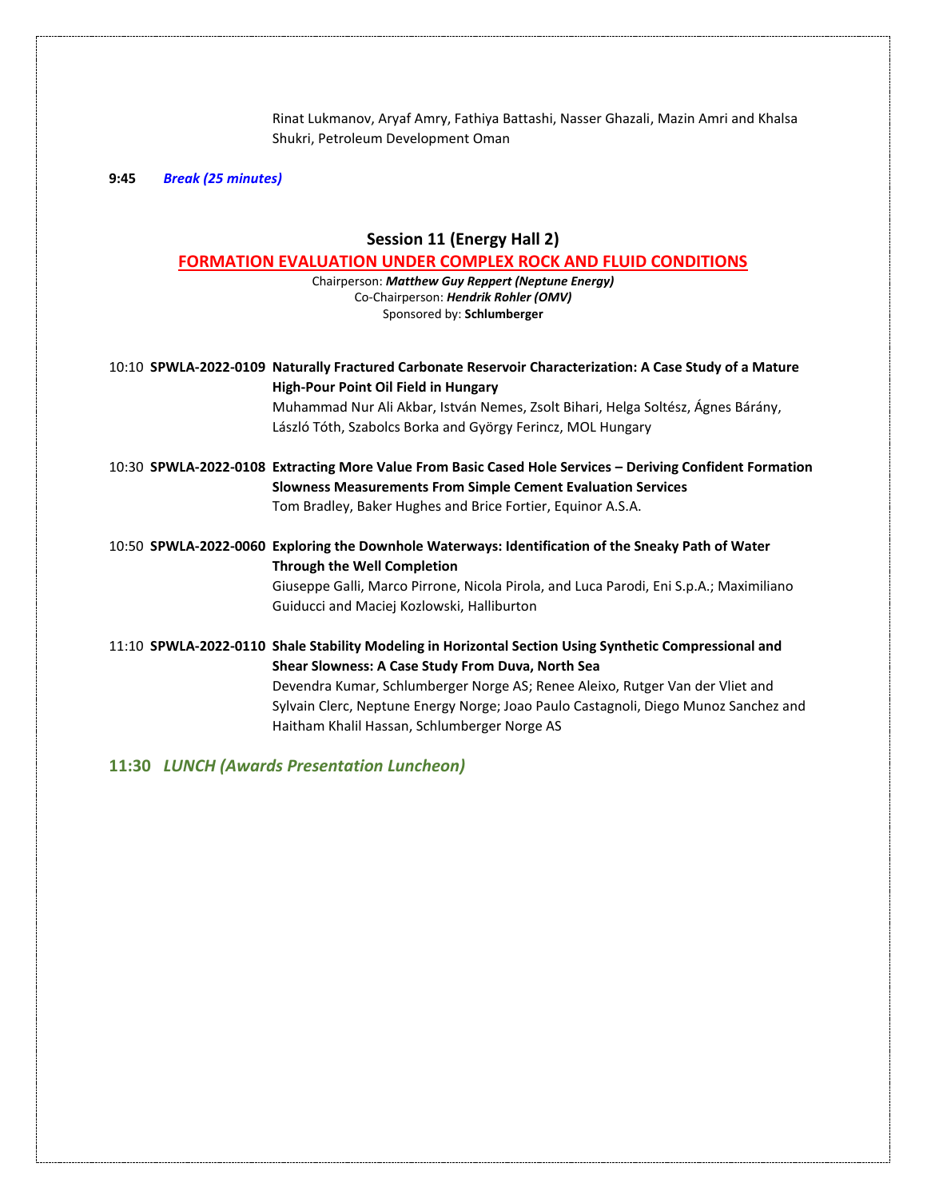Rinat Lukmanov, Aryaf Amry, Fathiya Battashi, Nasser Ghazali, Mazin Amri and Khalsa Shukri, Petroleum Development Oman

**9:45** ***Break (25 minutes)***

## Session 11 (Energy Hall 2)

## FORMATION EVALUATION UNDER COMPLEX ROCK AND FLUID CONDITIONS

Chairperson: ***Matthew Guy Reppert (Neptune Energy)***
Co-Chairperson: ***Hendrik Rohler (OMV)***
Sponsored by: **Schlumberger**

10:10 **SPWLA-2022-0109** **Naturally Fractured Carbonate Reservoir Characterization: A Case Study of a Mature High-Pour Point Oil Field in Hungary**
Muhammad Nur Ali Akbar, István Nemes, Zsolt Bihari, Helga Soltész, Ágnes Bárány, László Tóth, Szabolcs Borka and György Ferincz, MOL Hungary

10:30 **SPWLA-2022-0108** **Extracting More Value From Basic Cased Hole Services – Deriving Confident Formation Slowness Measurements From Simple Cement Evaluation Services**
Tom Bradley, Baker Hughes and Brice Fortier, Equinor A.S.A.

10:50 **SPWLA-2022-0060** **Exploring the Downhole Waterways: Identification of the Sneaky Path of Water Through the Well Completion**
Giuseppe Galli, Marco Pirrone, Nicola Pirola, and Luca Parodi, Eni S.p.A.; Maximiliano Guiducci and Maciej Kozlowski, Halliburton

11:10 **SPWLA-2022-0110** **Shale Stability Modeling in Horizontal Section Using Synthetic Compressional and Shear Slowness: A Case Study From Duva, North Sea**
Devendra Kumar, Schlumberger Norge AS; Renee Aleixo, Rutger Van der Vliet and Sylvain Clerc, Neptune Energy Norge; Joao Paulo Castagnoli, Diego Munoz Sanchez and Haitham Khalil Hassan, Schlumberger Norge AS

**11:30** ***LUNCH (Awards Presentation Luncheon)***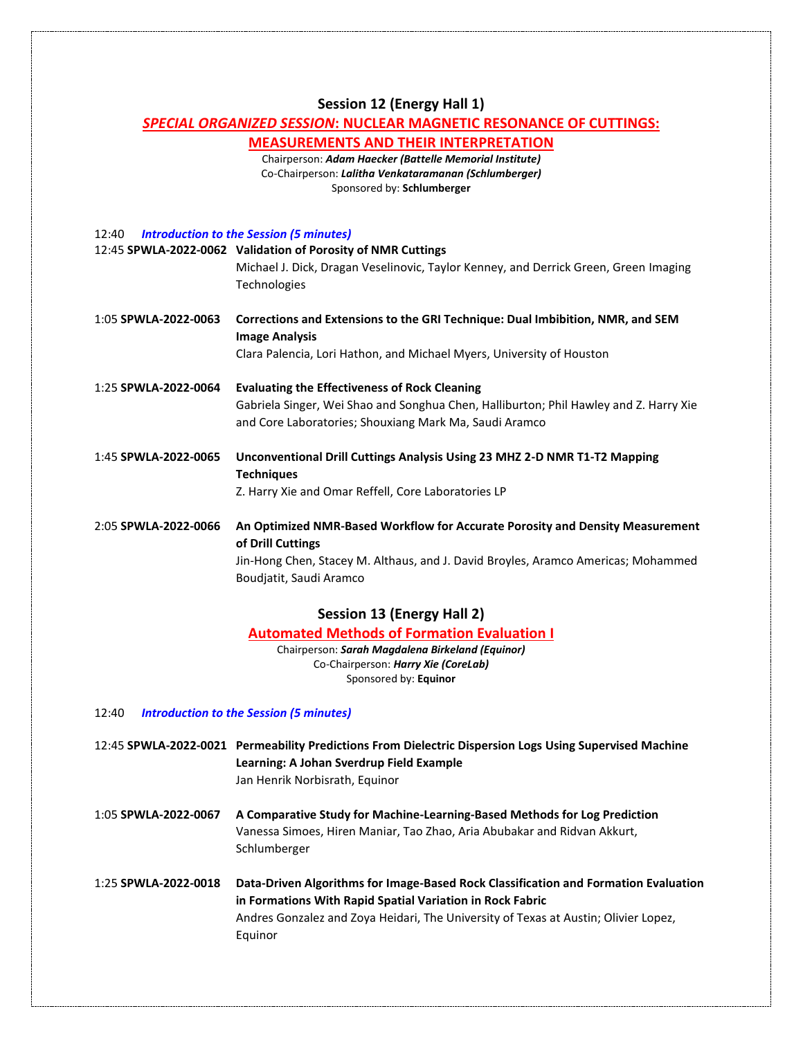## Session 12 (Energy Hall 1)

### *SPECIAL ORGANIZED SESSION*: NUCLEAR MAGNETIC RESONANCE OF CUTTINGS: MEASUREMENTS AND THEIR INTERPRETATION

Chairperson: ***Adam Haecker (Battelle Memorial Institute)***
Co-Chairperson: ***Lalitha Venkataramanan (Schlumberger)***
Sponsored by: **Schlumberger**

12:40 ***Introduction to the Session (5 minutes)***

12:45 **SPWLA-2022-0062** **Validation of Porosity of NMR Cuttings**
Michael J. Dick, Dragan Veselinovic, Taylor Kenney, and Derrick Green, Green Imaging Technologies

1:05 **SPWLA-2022-0063** **Corrections and Extensions to the GRI Technique: Dual Imbibition, NMR, and SEM Image Analysis**
Clara Palencia, Lori Hathon, and Michael Myers, University of Houston

1:25 **SPWLA-2022-0064** **Evaluating the Effectiveness of Rock Cleaning**
Gabriela Singer, Wei Shao and Songhua Chen, Halliburton; Phil Hawley and Z. Harry Xie and Core Laboratories; Shouxiang Mark Ma, Saudi Aramco

1:45 **SPWLA-2022-0065** **Unconventional Drill Cuttings Analysis Using 23 MHZ 2-D NMR T1-T2 Mapping Techniques**
Z. Harry Xie and Omar Reffell, Core Laboratories LP

2:05 **SPWLA-2022-0066** **An Optimized NMR-Based Workflow for Accurate Porosity and Density Measurement of Drill Cuttings**
Jin-Hong Chen, Stacey M. Althaus, and J. David Broyles, Aramco Americas; Mohammed Boudjatit, Saudi Aramco

## Session 13 (Energy Hall 2)

### Automated Methods of Formation Evaluation I

Chairperson: ***Sarah Magdalena Birkeland (Equinor)***
Co-Chairperson: ***Harry Xie (CoreLab)***
Sponsored by: **Equinor**

12:40 ***Introduction to the Session (5 minutes)***

12:45 **SPWLA-2022-0021** **Permeability Predictions From Dielectric Dispersion Logs Using Supervised Machine Learning: A Johan Sverdrup Field Example**
Jan Henrik Norbisrath, Equinor

1:05 **SPWLA-2022-0067** **A Comparative Study for Machine-Learning-Based Methods for Log Prediction**
Vanessa Simoes, Hiren Maniar, Tao Zhao, Aria Abubakar and Ridvan Akkurt, Schlumberger

1:25 **SPWLA-2022-0018** **Data-Driven Algorithms for Image-Based Rock Classification and Formation Evaluation in Formations With Rapid Spatial Variation in Rock Fabric**
Andres Gonzalez and Zoya Heidari, The University of Texas at Austin; Olivier Lopez, Equinor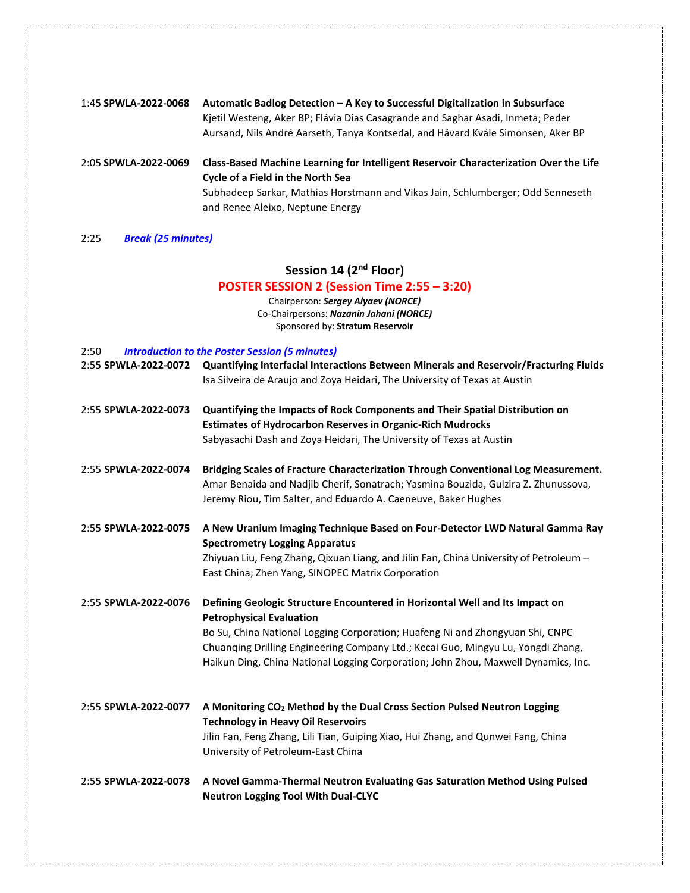1:45 **SPWLA-2022-0068** **Automatic Badlog Detection – A Key to Successful Digitalization in Subsurface**
Kjetil Westeng, Aker BP; Flávia Dias Casagrande and Saghar Asadi, Inmeta; Peder Aursand, Nils André Aarseth, Tanya Kontsedal, and Håvard Kvåle Simonsen, Aker BP

2:05 **SPWLA-2022-0069** **Class-Based Machine Learning for Intelligent Reservoir Characterization Over the Life Cycle of a Field in the North Sea**
Subhadeep Sarkar, Mathias Horstmann and Vikas Jain, Schlumberger; Odd Senneseth and Renee Aleixo, Neptune Energy

2:25 ***Break (25 minutes)***

## Session 14 (2nd Floor)

### POSTER SESSION 2 (Session Time 2:55 – 3:20)

Chairperson: ***Sergey Alyaev (NORCE)***
Co-Chairpersons: ***Nazanin Jahani (NORCE)***
Sponsored by: **Stratum Reservoir**

2:50 ***Introduction to the Poster Session (5 minutes)***

2:55 **SPWLA-2022-0072** **Quantifying Interfacial Interactions Between Minerals and Reservoir/Fracturing Fluids**
Isa Silveira de Araujo and Zoya Heidari, The University of Texas at Austin

2:55 **SPWLA-2022-0073** **Quantifying the Impacts of Rock Components and Their Spatial Distribution on Estimates of Hydrocarbon Reserves in Organic-Rich Mudrocks**
Sabyasachi Dash and Zoya Heidari, The University of Texas at Austin

2:55 **SPWLA-2022-0074** **Bridging Scales of Fracture Characterization Through Conventional Log Measurement.**
Amar Benaida and Nadjib Cherif, Sonatrach; Yasmina Bouzida, Gulzira Z. Zhunussova, Jeremy Riou, Tim Salter, and Eduardo A. Caeneuve, Baker Hughes

2:55 **SPWLA-2022-0075** **A New Uranium Imaging Technique Based on Four-Detector LWD Natural Gamma Ray Spectrometry Logging Apparatus**
Zhiyuan Liu, Feng Zhang, Qixuan Liang, and Jilin Fan, China University of Petroleum – East China; Zhen Yang, SINOPEC Matrix Corporation

2:55 **SPWLA-2022-0076** **Defining Geologic Structure Encountered in Horizontal Well and Its Impact on Petrophysical Evaluation**
Bo Su, China National Logging Corporation; Huafeng Ni and Zhongyuan Shi, CNPC Chuanqing Drilling Engineering Company Ltd.; Kecai Guo, Mingyu Lu, Yongdi Zhang, Haikun Ding, China National Logging Corporation; John Zhou, Maxwell Dynamics, Inc.

2:55 **SPWLA-2022-0077** **A Monitoring $CO_2$ Method by the Dual Cross Section Pulsed Neutron Logging Technology in Heavy Oil Reservoirs**
Jilin Fan, Feng Zhang, Lili Tian, Guiping Xiao, Hui Zhang, and Qunwei Fang, China University of Petroleum-East China

2:55 **SPWLA-2022-0078** **A Novel Gamma-Thermal Neutron Evaluating Gas Saturation Method Using Pulsed Neutron Logging Tool With Dual-CLYC**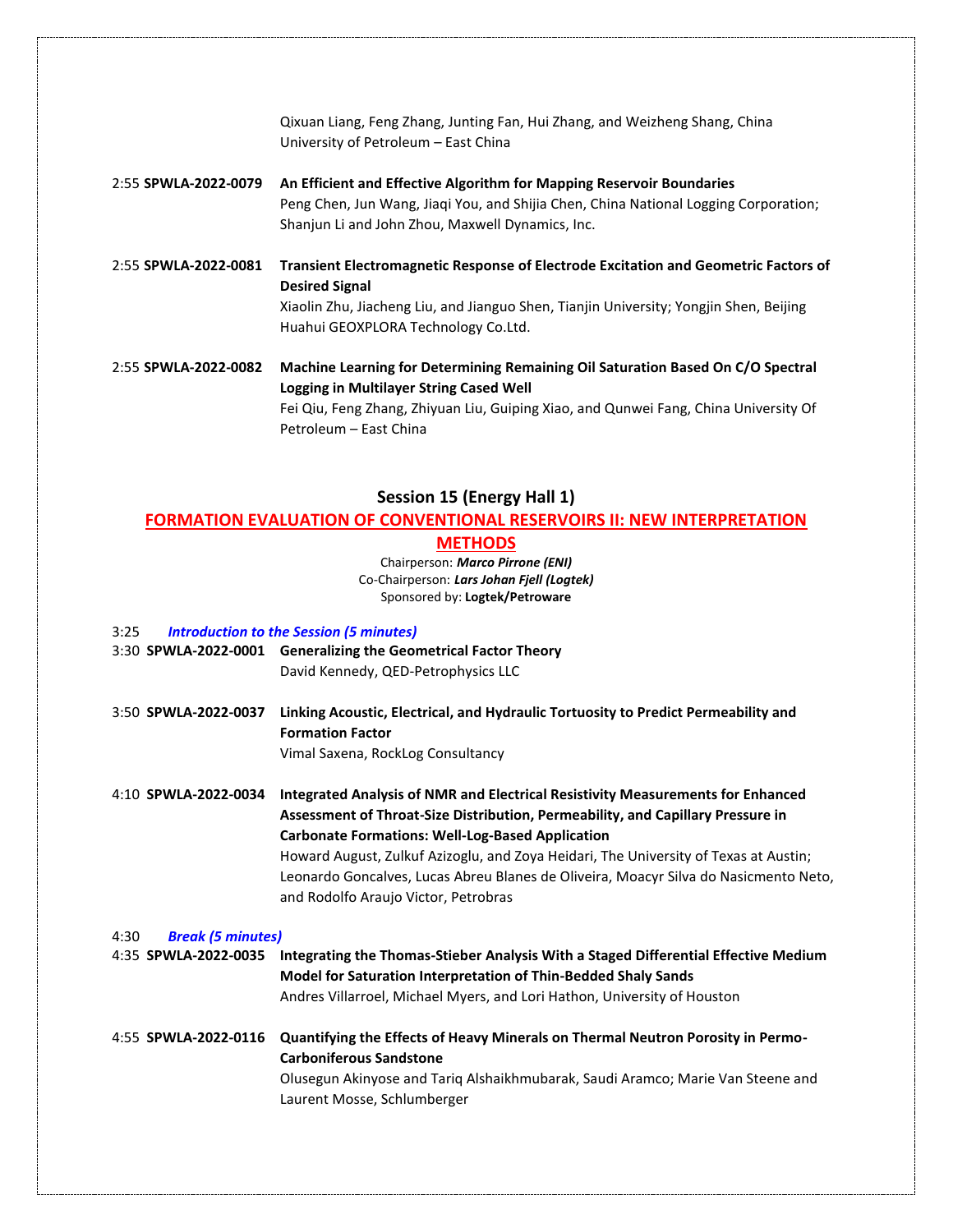Qixuan Liang, Feng Zhang, Junting Fan, Hui Zhang, and Weizheng Shang, China University of Petroleum – East China

2:55 **SPWLA-2022-0079** **An Efficient and Effective Algorithm for Mapping Reservoir Boundaries**
Peng Chen, Jun Wang, Jiaqi You, and Shijia Chen, China National Logging Corporation; Shanjun Li and John Zhou, Maxwell Dynamics, Inc.

2:55 **SPWLA-2022-0081** **Transient Electromagnetic Response of Electrode Excitation and Geometric Factors of Desired Signal**
Xiaolin Zhu, Jiacheng Liu, and Jianguo Shen, Tianjin University; Yongjin Shen, Beijing Huahui GEOXPLORA Technology Co.Ltd.

2:55 **SPWLA-2022-0082** **Machine Learning for Determining Remaining Oil Saturation Based On C/O Spectral Logging in Multilayer String Cased Well**
Fei Qiu, Feng Zhang, Zhiyuan Liu, Guiping Xiao, and Qunwei Fang, China University Of Petroleum – East China

## Session 15 (Energy Hall 1)

## FORMATION EVALUATION OF CONVENTIONAL RESERVOIRS II: NEW INTERPRETATION METHODS

Chairperson: ***Marco Pirrone (ENI)***
Co-Chairperson: ***Lars Johan Fjell (Logtek)***
Sponsored by: **Logtek/Petroware**

3:25 ***Introduction to the Session (5 minutes)***

3:30 **SPWLA-2022-0001** **Generalizing the Geometrical Factor Theory**
David Kennedy, QED-Petrophysics LLC

3:50 **SPWLA-2022-0037** **Linking Acoustic, Electrical, and Hydraulic Tortuosity to Predict Permeability and Formation Factor**
Vimal Saxena, RockLog Consultancy

4:10 **SPWLA-2022-0034** **Integrated Analysis of NMR and Electrical Resistivity Measurements for Enhanced Assessment of Throat-Size Distribution, Permeability, and Capillary Pressure in Carbonate Formations: Well-Log-Based Application**
Howard August, Zulkuf Azizoglu, and Zoya Heidari, The University of Texas at Austin; Leonardo Goncalves, Lucas Abreu Blanes de Oliveira, Moacyr Silva do Nasicmento Neto, and Rodolfo Araujo Victor, Petrobras

4:30 ***Break (5 minutes)***

4:35 **SPWLA-2022-0035** **Integrating the Thomas-Stieber Analysis With a Staged Differential Effective Medium Model for Saturation Interpretation of Thin-Bedded Shaly Sands**
Andres Villarroel, Michael Myers, and Lori Hathon, University of Houston

4:55 **SPWLA-2022-0116** **Quantifying the Effects of Heavy Minerals on Thermal Neutron Porosity in Permo-Carboniferous Sandstone**
Olusegun Akinyose and Tariq Alshaikhmubarak, Saudi Aramco; Marie Van Steene and Laurent Mosse, Schlumberger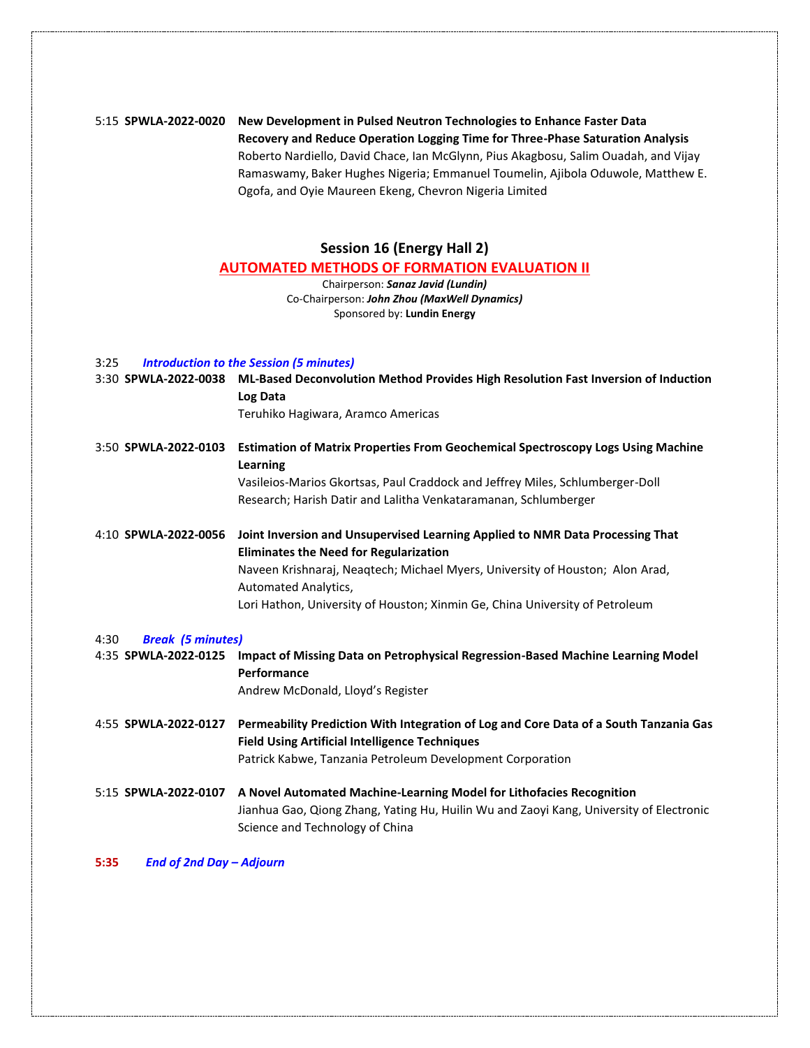5:15 **SPWLA-2022-0020** **New Development in Pulsed Neutron Technologies to Enhance Faster Data Recovery and Reduce Operation Logging Time for Three-Phase Saturation Analysis**
Roberto Nardiello, David Chace, Ian McGlynn, Pius Akagbosu, Salim Ouadah, and Vijay Ramaswamy, Baker Hughes Nigeria; Emmanuel Toumelin, Ajibola Oduwole, Matthew E. Ogofa, and Oyie Maureen Ekeng, Chevron Nigeria Limited

## Session 16 (Energy Hall 2)

### AUTOMATED METHODS OF FORMATION EVALUATION II

Chairperson: ***Sanaz Javid (Lundin)***
Co-Chairperson: ***John Zhou (MaxWell Dynamics)***
Sponsored by: **Lundin Energy**

3:25 ***Introduction to the Session (5 minutes)***

3:30 **SPWLA-2022-0038** **ML-Based Deconvolution Method Provides High Resolution Fast Inversion of Induction Log Data**
Teruhiko Hagiwara, Aramco Americas

3:50 **SPWLA-2022-0103** **Estimation of Matrix Properties From Geochemical Spectroscopy Logs Using Machine Learning**
Vasileios-Marios Gkortsas, Paul Craddock and Jeffrey Miles, Schlumberger-Doll Research; Harish Datir and Lalitha Venkataramanan, Schlumberger

4:10 **SPWLA-2022-0056** **Joint Inversion and Unsupervised Learning Applied to NMR Data Processing That Eliminates the Need for Regularization**
Naveen Krishnaraj, Neaqtech; Michael Myers, University of Houston; Alon Arad, Automated Analytics,
Lori Hathon, University of Houston; Xinmin Ge, China University of Petroleum

4:30 ***Break (5 minutes)***

4:35 **SPWLA-2022-0125** **Impact of Missing Data on Petrophysical Regression-Based Machine Learning Model Performance**
Andrew McDonald, Lloyd's Register

4:55 **SPWLA-2022-0127** **Permeability Prediction With Integration of Log and Core Data of a South Tanzania Gas Field Using Artificial Intelligence Techniques**
Patrick Kabwe, Tanzania Petroleum Development Corporation

5:15 **SPWLA-2022-0107** **A Novel Automated Machine-Learning Model for Lithofacies Recognition**
Jianhua Gao, Qiong Zhang, Yating Hu, Huilin Wu and Zaoyi Kang, University of Electronic Science and Technology of China

**5:35** ***End of 2nd Day – Adjourn***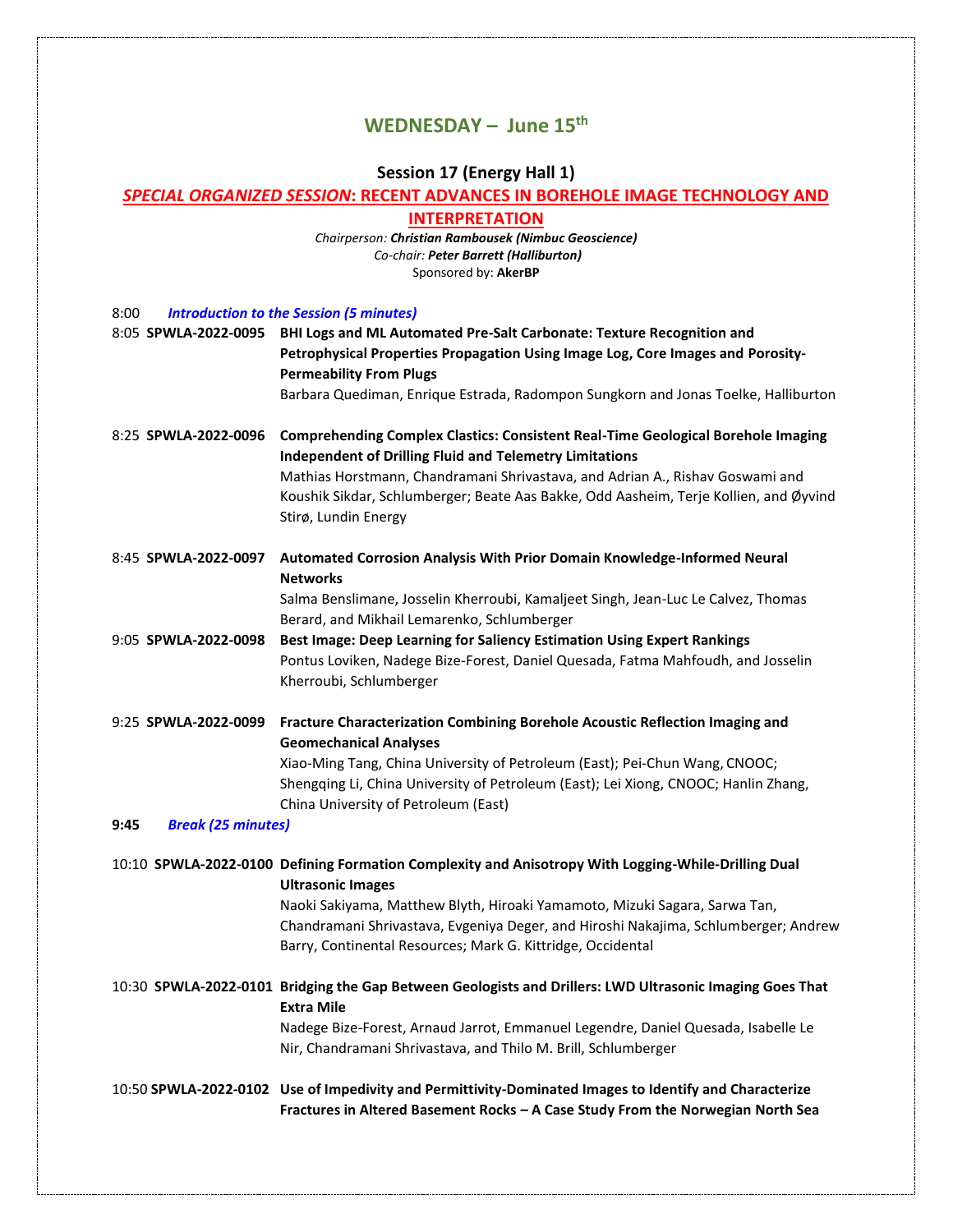# WEDNESDAY – June 15th

## Session 17 (Energy Hall 1)

### *SPECIAL ORGANIZED SESSION*: RECENT ADVANCES IN BOREHOLE IMAGE TECHNOLOGY AND INTERPRETATION

*Chairperson:* ***Christian Rambousek (Nimbuc Geoscience)***
*Co-chair:* ***Peter Barrett (Halliburton)***
Sponsored by: **AkerBP**

8:00 ***Introduction to the Session (5 minutes)***

8:05 **SPWLA-2022-0095** **BHI Logs and ML Automated Pre-Salt Carbonate: Texture Recognition and Petrophysical Properties Propagation Using Image Log, Core Images and Porosity-Permeability From Plugs**
Barbara Quediman, Enrique Estrada, Radompon Sungkorn and Jonas Toelke, Halliburton

8:25 **SPWLA-2022-0096** **Comprehending Complex Clastics: Consistent Real-Time Geological Borehole Imaging Independent of Drilling Fluid and Telemetry Limitations**
Mathias Horstmann, Chandramani Shrivastava, and Adrian A., Rishav Goswami and Koushik Sikdar, Schlumberger; Beate Aas Bakke, Odd Aasheim, Terje Kollien, and Øyvind Stirø, Lundin Energy

8:45 **SPWLA-2022-0097** **Automated Corrosion Analysis With Prior Domain Knowledge-Informed Neural Networks**
Salma Benslimane, Josselin Kherroubi, Kamaljeet Singh, Jean-Luc Le Calvez, Thomas Berard, and Mikhail Lemarenko, Schlumberger

9:05 **SPWLA-2022-0098** **Best Image: Deep Learning for Saliency Estimation Using Expert Rankings**
Pontus Loviken, Nadege Bize-Forest, Daniel Quesada, Fatma Mahfoudh, and Josselin Kherroubi, Schlumberger

9:25 **SPWLA-2022-0099** **Fracture Characterization Combining Borehole Acoustic Reflection Imaging and Geomechanical Analyses**
Xiao-Ming Tang, China University of Petroleum (East); Pei-Chun Wang, CNOOC; Shengqing Li, China University of Petroleum (East); Lei Xiong, CNOOC; Hanlin Zhang, China University of Petroleum (East)

**9:45** ***Break (25 minutes)***

10:10 **SPWLA-2022-0100** **Defining Formation Complexity and Anisotropy With Logging-While-Drilling Dual Ultrasonic Images**
Naoki Sakiyama, Matthew Blyth, Hiroaki Yamamoto, Mizuki Sagara, Sarwa Tan, Chandramani Shrivastava, Evgeniya Deger, and Hiroshi Nakajima, Schlumberger; Andrew Barry, Continental Resources; Mark G. Kittridge, Occidental

10:30 **SPWLA-2022-0101** **Bridging the Gap Between Geologists and Drillers: LWD Ultrasonic Imaging Goes That Extra Mile**
Nadege Bize-Forest, Arnaud Jarrot, Emmanuel Legendre, Daniel Quesada, Isabelle Le Nir, Chandramani Shrivastava, and Thilo M. Brill, Schlumberger

10:50 **SPWLA-2022-0102** **Use of Impedivity and Permittivity-Dominated Images to Identify and Characterize Fractures in Altered Basement Rocks – A Case Study From the Norwegian North Sea**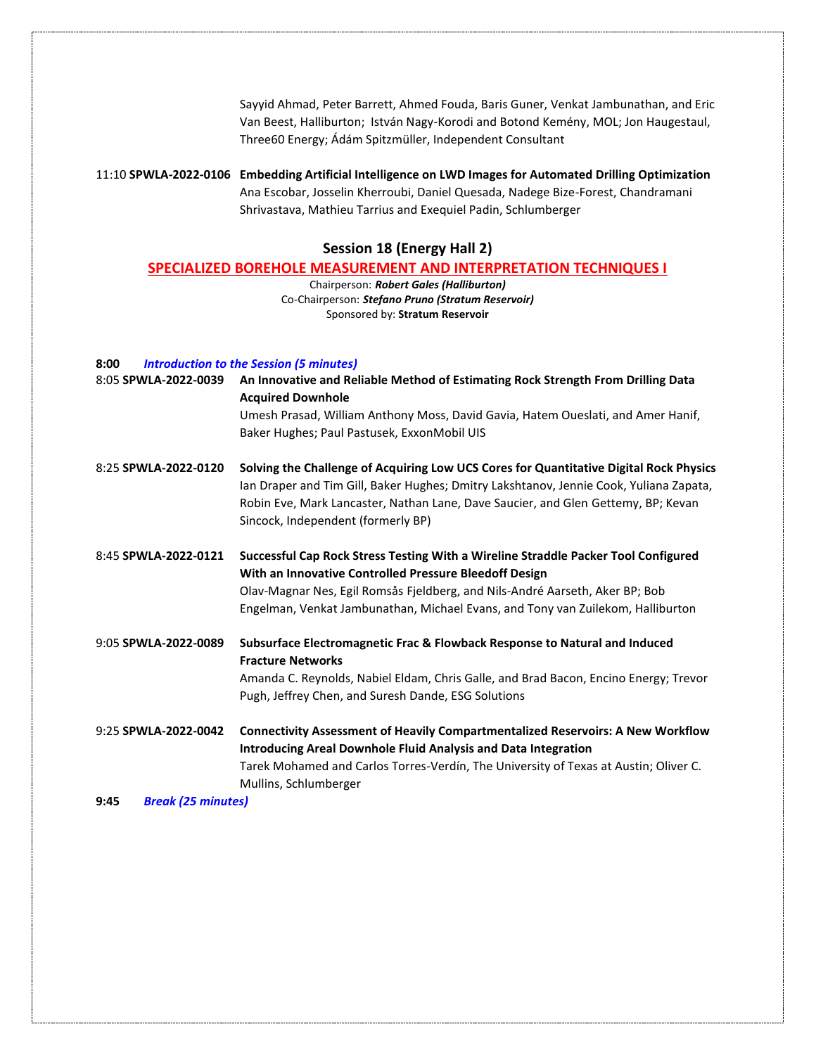Sayyid Ahmad, Peter Barrett, Ahmed Fouda, Baris Guner, Venkat Jambunathan, and Eric Van Beest, Halliburton; István Nagy-Korodi and Botond Kemény, MOL; Jon Haugestaul, Three60 Energy; Ádám Spitzmüller, Independent Consultant

11:10 **SPWLA-2022-0106** **Embedding Artificial Intelligence on LWD Images for Automated Drilling Optimization**
Ana Escobar, Josselin Kherroubi, Daniel Quesada, Nadege Bize-Forest, Chandramani Shrivastava, Mathieu Tarrius and Exequiel Padin, Schlumberger

## Session 18 (Energy Hall 2)

## SPECIALIZED BOREHOLE MEASUREMENT AND INTERPRETATION TECHNIQUES I

Chairperson: ***Robert Gales (Halliburton)***
Co-Chairperson: ***Stefano Pruno (Stratum Reservoir)***
Sponsored by: **Stratum Reservoir**

**8:00** ***Introduction to the Session (5 minutes)***

8:05 **SPWLA-2022-0039** **An Innovative and Reliable Method of Estimating Rock Strength From Drilling Data Acquired Downhole**
Umesh Prasad, William Anthony Moss, David Gavia, Hatem Oueslati, and Amer Hanif, Baker Hughes; Paul Pastusek, ExxonMobil UIS

8:25 **SPWLA-2022-0120** **Solving the Challenge of Acquiring Low UCS Cores for Quantitative Digital Rock Physics**
Ian Draper and Tim Gill, Baker Hughes; Dmitry Lakshtanov, Jennie Cook, Yuliana Zapata, Robin Eve, Mark Lancaster, Nathan Lane, Dave Saucier, and Glen Gettemy, BP; Kevan Sincock, Independent (formerly BP)

8:45 **SPWLA-2022-0121** **Successful Cap Rock Stress Testing With a Wireline Straddle Packer Tool Configured With an Innovative Controlled Pressure Bleedoff Design**
Olav-Magnar Nes, Egil Romsås Fjeldberg, and Nils-André Aarseth, Aker BP; Bob Engelman, Venkat Jambunathan, Michael Evans, and Tony van Zuilekom, Halliburton

9:05 **SPWLA-2022-0089** **Subsurface Electromagnetic Frac & Flowback Response to Natural and Induced Fracture Networks**
Amanda C. Reynolds, Nabiel Eldam, Chris Galle, and Brad Bacon, Encino Energy; Trevor Pugh, Jeffrey Chen, and Suresh Dande, ESG Solutions

9:25 **SPWLA-2022-0042** **Connectivity Assessment of Heavily Compartmentalized Reservoirs: A New Workflow Introducing Areal Downhole Fluid Analysis and Data Integration**
Tarek Mohamed and Carlos Torres-Verdín, The University of Texas at Austin; Oliver C. Mullins, Schlumberger

**9:45** ***Break (25 minutes)***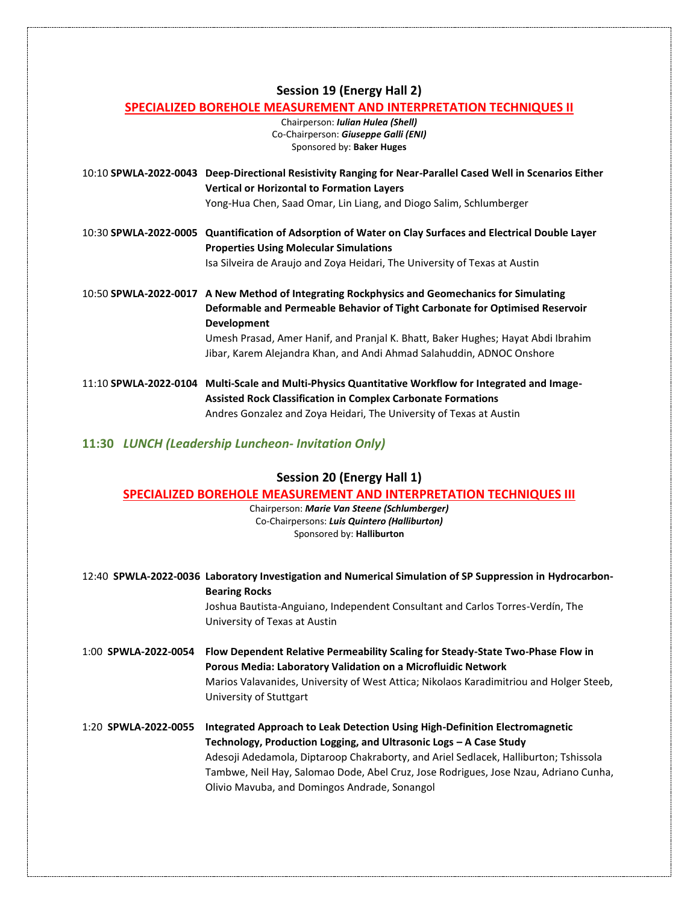## Session 19 (Energy Hall 2)

### SPECIALIZED BOREHOLE MEASUREMENT AND INTERPRETATION TECHNIQUES II

Chairperson: ***Iulian Hulea (Shell)***
Co-Chairperson: ***Giuseppe Galli (ENI)***
Sponsored by: **Baker Huges**

10:10 **SPWLA-2022-0043** **Deep-Directional Resistivity Ranging for Near-Parallel Cased Well in Scenarios Either Vertical or Horizontal to Formation Layers**
Yong-Hua Chen, Saad Omar, Lin Liang, and Diogo Salim, Schlumberger

10:30 **SPWLA-2022-0005** **Quantification of Adsorption of Water on Clay Surfaces and Electrical Double Layer Properties Using Molecular Simulations**
Isa Silveira de Araujo and Zoya Heidari, The University of Texas at Austin

10:50 **SPWLA-2022-0017** **A New Method of Integrating Rockphysics and Geomechanics for Simulating Deformable and Permeable Behavior of Tight Carbonate for Optimised Reservoir Development**
Umesh Prasad, Amer Hanif, and Pranjal K. Bhatt, Baker Hughes; Hayat Abdi Ibrahim Jibar, Karem Alejandra Khan, and Andi Ahmad Salahuddin, ADNOC Onshore

11:10 **SPWLA-2022-0104** **Multi-Scale and Multi-Physics Quantitative Workflow for Integrated and Image-Assisted Rock Classification in Complex Carbonate Formations**
Andres Gonzalez and Zoya Heidari, The University of Texas at Austin

**11:30** ***LUNCH (Leadership Luncheon- Invitation Only)***

## Session 20 (Energy Hall 1)

### SPECIALIZED BOREHOLE MEASUREMENT AND INTERPRETATION TECHNIQUES III

Chairperson: ***Marie Van Steene (Schlumberger)***
Co-Chairpersons: ***Luis Quintero (Halliburton)***
Sponsored by: **Halliburton**

12:40 **SPWLA-2022-0036** **Laboratory Investigation and Numerical Simulation of SP Suppression in Hydrocarbon-Bearing Rocks**
Joshua Bautista-Anguiano, Independent Consultant and Carlos Torres-Verdín, The University of Texas at Austin

1:00 **SPWLA-2022-0054** **Flow Dependent Relative Permeability Scaling for Steady-State Two-Phase Flow in Porous Media: Laboratory Validation on a Microfluidic Network**
Marios Valavanides, University of West Attica; Nikolaos Karadimitriou and Holger Steeb, University of Stuttgart

1:20 **SPWLA-2022-0055** **Integrated Approach to Leak Detection Using High-Definition Electromagnetic Technology, Production Logging, and Ultrasonic Logs – A Case Study**
Adesoji Adedamola, Diptaroop Chakraborty, and Ariel Sedlacek, Halliburton; Tshissola Tambwe, Neil Hay, Salomao Dode, Abel Cruz, Jose Rodrigues, Jose Nzau, Adriano Cunha, Olivio Mavuba, and Domingos Andrade, Sonangol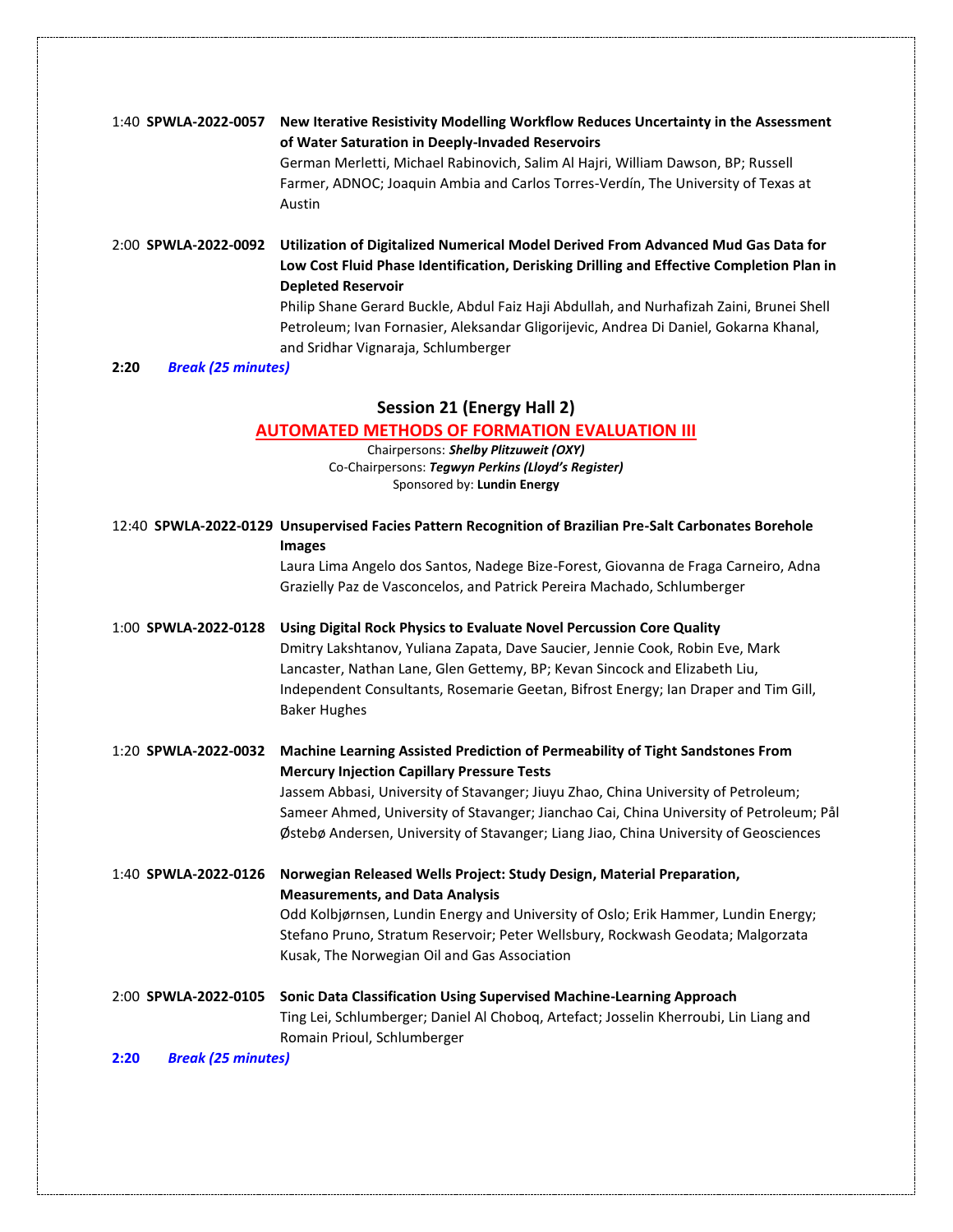1:40 **SPWLA-2022-0057** **New Iterative Resistivity Modelling Workflow Reduces Uncertainty in the Assessment of Water Saturation in Deeply-Invaded Reservoirs**
German Merletti, Michael Rabinovich, Salim Al Hajri, William Dawson, BP; Russell Farmer, ADNOC; Joaquin Ambia and Carlos Torres-Verdín, The University of Texas at Austin

2:00 **SPWLA-2022-0092** **Utilization of Digitalized Numerical Model Derived From Advanced Mud Gas Data for Low Cost Fluid Phase Identification, Derisking Drilling and Effective Completion Plan in Depleted Reservoir**
Philip Shane Gerard Buckle, Abdul Faiz Haji Abdullah, and Nurhafizah Zaini, Brunei Shell Petroleum; Ivan Fornasier, Aleksandar Gligorijevic, Andrea Di Daniel, Gokarna Khanal, and Sridhar Vignaraja, Schlumberger

**2:20** ***Break (25 minutes)***

## Session 21 (Energy Hall 2)

### AUTOMATED METHODS OF FORMATION EVALUATION III

Chairpersons: ***Shelby Plitzuweit (OXY)***
Co-Chairpersons: ***Tegwyn Perkins (Lloyd's Register)***
Sponsored by: **Lundin Energy**

12:40 **SPWLA-2022-0129** **Unsupervised Facies Pattern Recognition of Brazilian Pre-Salt Carbonates Borehole Images**
Laura Lima Angelo dos Santos, Nadege Bize-Forest, Giovanna de Fraga Carneiro, Adna Grazielly Paz de Vasconcelos, and Patrick Pereira Machado, Schlumberger

1:00 **SPWLA-2022-0128** **Using Digital Rock Physics to Evaluate Novel Percussion Core Quality**
Dmitry Lakshtanov, Yuliana Zapata, Dave Saucier, Jennie Cook, Robin Eve, Mark Lancaster, Nathan Lane, Glen Gettemy, BP; Kevan Sincock and Elizabeth Liu, Independent Consultants, Rosemarie Geetan, Bifrost Energy; Ian Draper and Tim Gill, Baker Hughes

1:20 **SPWLA-2022-0032** **Machine Learning Assisted Prediction of Permeability of Tight Sandstones From Mercury Injection Capillary Pressure Tests**
Jassem Abbasi, University of Stavanger; Jiuyu Zhao, China University of Petroleum; Sameer Ahmed, University of Stavanger; Jianchao Cai, China University of Petroleum; Pål Østebø Andersen, University of Stavanger; Liang Jiao, China University of Geosciences

1:40 **SPWLA-2022-0126** **Norwegian Released Wells Project: Study Design, Material Preparation, Measurements, and Data Analysis**
Odd Kolbjørnsen, Lundin Energy and University of Oslo; Erik Hammer, Lundin Energy; Stefano Pruno, Stratum Reservoir; Peter Wellsbury, Rockwash Geodata; Malgorzata Kusak, The Norwegian Oil and Gas Association

2:00 **SPWLA-2022-0105** **Sonic Data Classification Using Supervised Machine-Learning Approach**
Ting Lei, Schlumberger; Daniel Al Choboq, Artefact; Josselin Kherroubi, Lin Liang and Romain Prioul, Schlumberger

**2:20** ***Break (25 minutes)***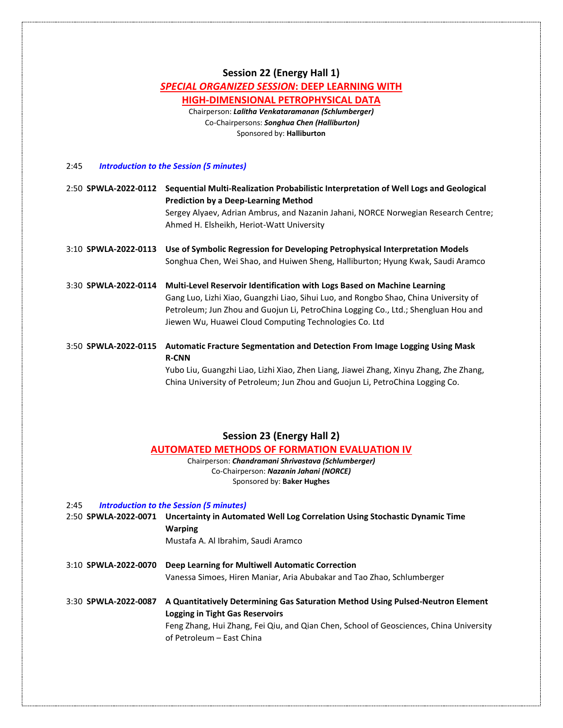## Session 22 (Energy Hall 1)

## *SPECIAL ORGANIZED SESSION*: DEEP LEARNING WITH HIGH-DIMENSIONAL PETROPHYSICAL DATA

Chairperson: ***Lalitha Venkataramanan (Schlumberger)***
Co-Chairpersons: ***Songhua Chen (Halliburton)***
Sponsored by: **Halliburton**

2:45 ***Introduction to the Session (5 minutes)***

2:50 **SPWLA-2022-0112** **Sequential Multi-Realization Probabilistic Interpretation of Well Logs and Geological Prediction by a Deep-Learning Method**
Sergey Alyaev, Adrian Ambrus, and Nazanin Jahani, NORCE Norwegian Research Centre; Ahmed H. Elsheikh, Heriot-Watt University

3:10 **SPWLA-2022-0113** **Use of Symbolic Regression for Developing Petrophysical Interpretation Models**
Songhua Chen, Wei Shao, and Huiwen Sheng, Halliburton; Hyung Kwak, Saudi Aramco

3:30 **SPWLA-2022-0114** **Multi-Level Reservoir Identification with Logs Based on Machine Learning**
Gang Luo, Lizhi Xiao, Guangzhi Liao, Sihui Luo, and Rongbo Shao, China University of Petroleum; Jun Zhou and Guojun Li, PetroChina Logging Co., Ltd.; Shengluan Hou and Jiewen Wu, Huawei Cloud Computing Technologies Co. Ltd

3:50 **SPWLA-2022-0115** **Automatic Fracture Segmentation and Detection From Image Logging Using Mask R-CNN**
Yubo Liu, Guangzhi Liao, Lizhi Xiao, Zhen Liang, Jiawei Zhang, Xinyu Zhang, Zhe Zhang, China University of Petroleum; Jun Zhou and Guojun Li, PetroChina Logging Co.

## Session 23 (Energy Hall 2)

## AUTOMATED METHODS OF FORMATION EVALUATION IV

Chairperson: ***Chandramani Shrivastava (Schlumberger)***
Co-Chairperson: ***Nazanin Jahani (NORCE)***
Sponsored by: **Baker Hughes**

2:45 ***Introduction to the Session (5 minutes)***

2:50 **SPWLA-2022-0071** **Uncertainty in Automated Well Log Correlation Using Stochastic Dynamic Time Warping**
Mustafa A. Al Ibrahim, Saudi Aramco

3:10 **SPWLA-2022-0070** **Deep Learning for Multiwell Automatic Correction**
Vanessa Simoes, Hiren Maniar, Aria Abubakar and Tao Zhao, Schlumberger

3:30 **SPWLA-2022-0087** **A Quantitatively Determining Gas Saturation Method Using Pulsed-Neutron Element Logging in Tight Gas Reservoirs**
Feng Zhang, Hui Zhang, Fei Qiu, and Qian Chen, School of Geosciences, China University of Petroleum – East China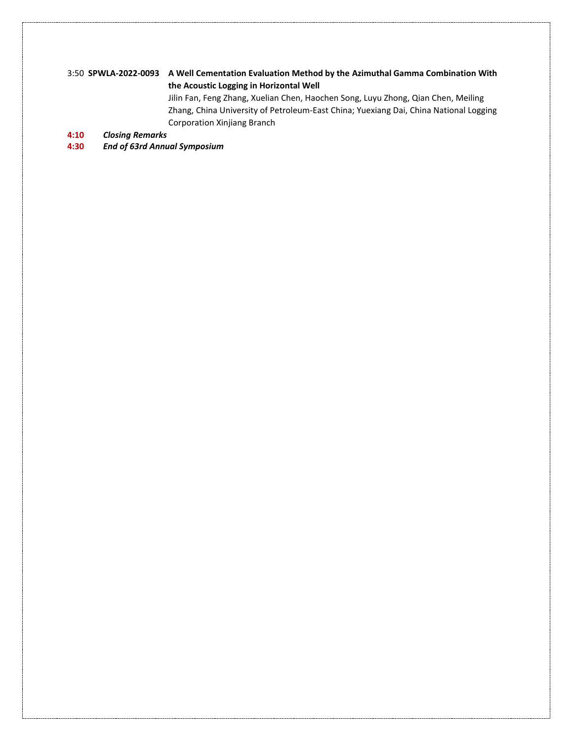3:50 **SPWLA-2022-0093** **A Well Cementation Evaluation Method by the Azimuthal Gamma Combination With the Acoustic Logging in Horizontal Well**
Jilin Fan, Feng Zhang, Xuelian Chen, Haochen Song, Luyu Zhong, Qian Chen, Meiling Zhang, China University of Petroleum-East China; Yuexiang Dai, China National Logging Corporation Xinjiang Branch

**4:10** ***Closing Remarks***

**4:30** ***End of 63rd Annual Symposium***